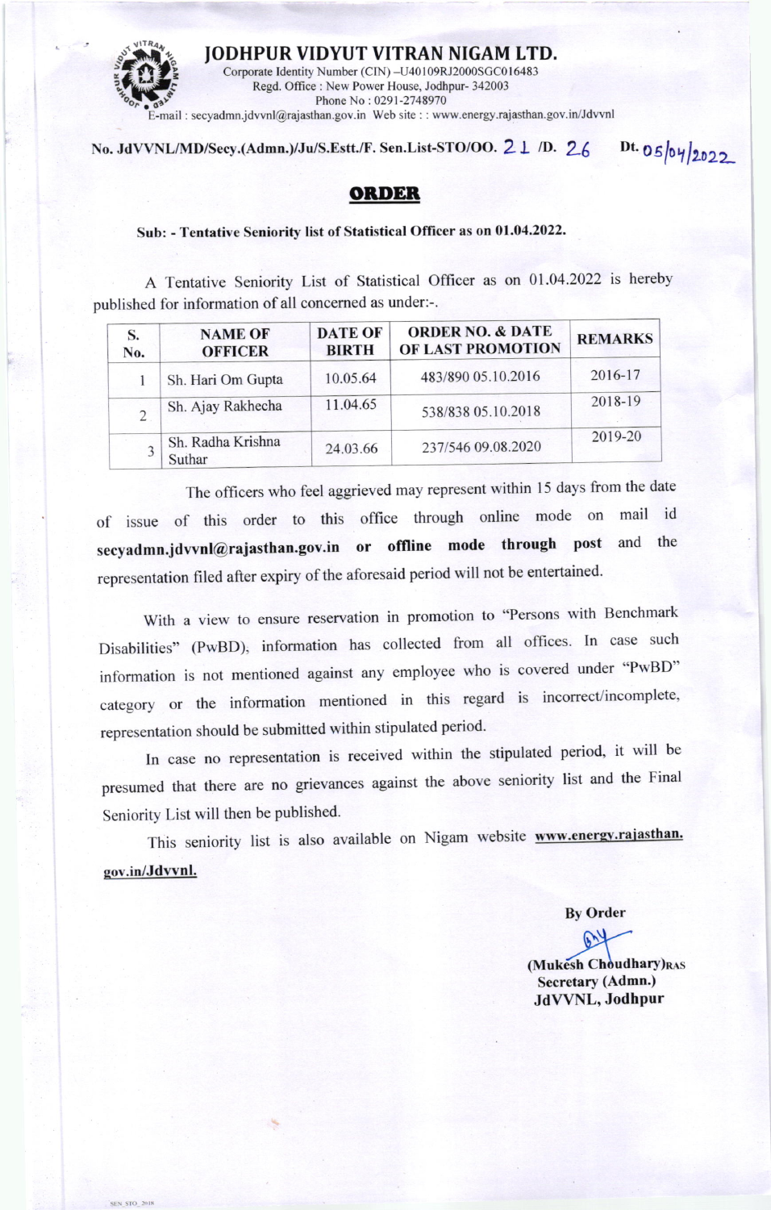# JODHPUR VIDYUT VITRAN NIGAM LTD.

Corporate Identity Number (CIN) –U40109RJ2000SGC016483
Regd. Office : New Power House, Jodhpur- 342003
Phone No : 0291-2748970
E-mail : secyadmn.jdvvnl@rajasthan.gov.in Web site : : www.energy.rajasthan.gov.in/Jdvvnl

**No. JdVVNL/MD/Secy.(Admn.)/Ju/S.Estt./F. Sen.List-STO/OO. 21 /D. 26** **Dt. 05/04/2022**

## ORDER

**Sub: - Tentative Seniority list of Statistical Officer as on 01.04.2022.**

A Tentative Seniority List of Statistical Officer as on 01.04.2022 is hereby published for information of all concerned as under:-.

| S. No. | NAME OF OFFICER | DATE OF BIRTH | ORDER NO. & DATE OF LAST PROMOTION | REMARKS |
|---|---|---|---|---|
| 1 | Sh. Hari Om Gupta | 10.05.64 | 483/890 05.10.2016 | 2016-17 |
| 2 | Sh. Ajay Rakhecha | 11.04.65 | 538/838 05.10.2018 | 2018-19 |
| 3 | Sh. Radha Krishna Suthar | 24.03.66 | 237/546 09.08.2020 | 2019-20 |

The officers who feel aggrieved may represent within 15 days from the date of issue of this order to this office through online mode on mail id **secyadmn.jdvvnl@rajasthan.gov.in or offline mode through post** and the representation filed after expiry of the aforesaid period will not be entertained.

With a view to ensure reservation in promotion to "Persons with Benchmark Disabilities" (PwBD), information has collected from all offices. In case such information is not mentioned against any employee who is covered under "PwBD" category or the information mentioned in this regard is incorrect/incomplete, representation should be submitted within stipulated period.

In case no representation is received within the stipulated period, it will be presumed that there are no grievances against the above seniority list and the Final Seniority List will then be published.

This seniority list is also available on Nigam website **www.energy.rajasthan.gov.in/Jdvvnl.**

**By Order**

**(Mukesh Choudhary)RAS**
**Secretary (Admn.)**
**JdVVNL, Jodhpur**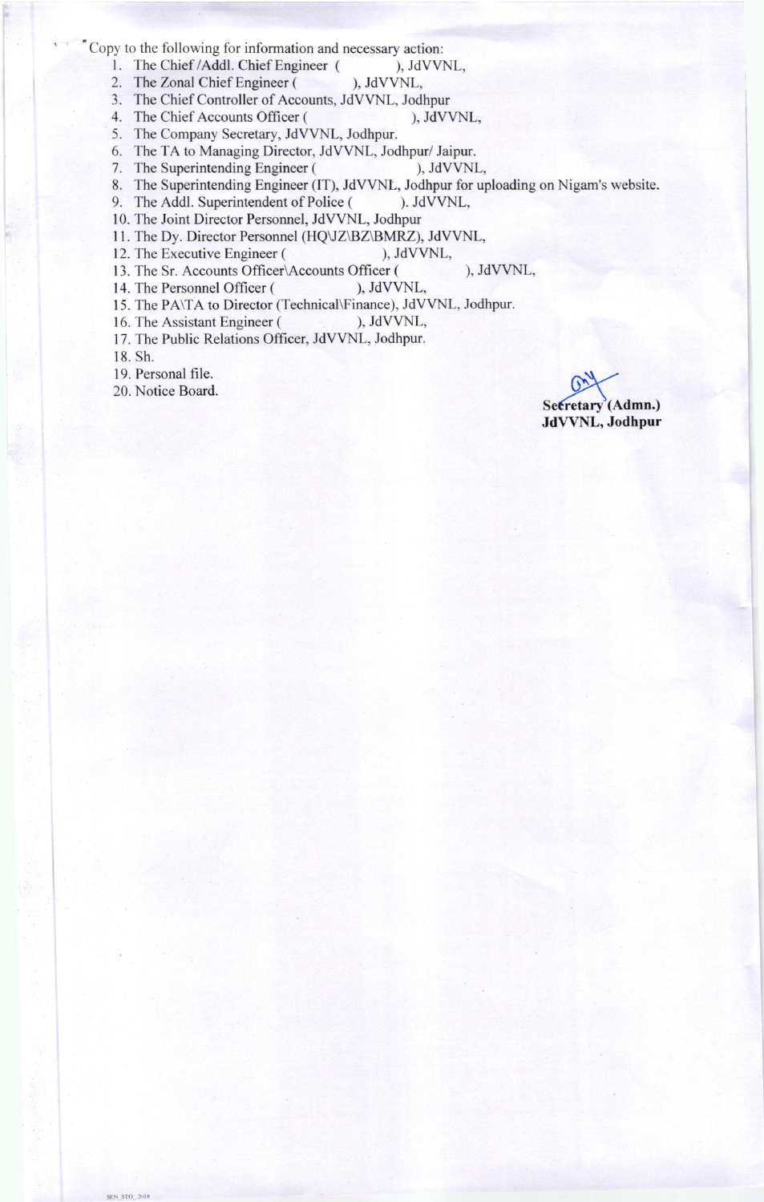Copy to the following for information and necessary action:

1. The Chief /Addl. Chief Engineer ( ), JdVVNL,
2. The Zonal Chief Engineer ( ), JdVVNL,
3. The Chief Controller of Accounts, JdVVNL, Jodhpur
4. The Chief Accounts Officer ( ), JdVVNL,
5. The Company Secretary, JdVVNL, Jodhpur.
6. The TA to Managing Director, JdVVNL, Jodhpur/ Jaipur.
7. The Superintending Engineer ( ), JdVVNL,
8. The Superintending Engineer (IT), JdVVNL, Jodhpur for uploading on Nigam's website.
9. The Addl. Superintendent of Police ( ). JdVVNL,
10. The Joint Director Personnel, JdVVNL, Jodhpur
11. The Dy. Director Personnel (HQ\JZ\BZ\BMRZ), JdVVNL,
12. The Executive Engineer ( ), JdVVNL,
13. The Sr. Accounts Officer\Accounts Officer ( ), JdVVNL,
14. The Personnel Officer ( ), JdVVNL,
15. The PA\TA to Director (Technical\Finance), JdVVNL, Jodhpur.
16. The Assistant Engineer ( ), JdVVNL,
17. The Public Relations Officer, JdVVNL, Jodhpur.
18. Sh.
19. Personal file.
20. Notice Board.

**Secretary (Admn.)**
**JdVVNL, Jodhpur**